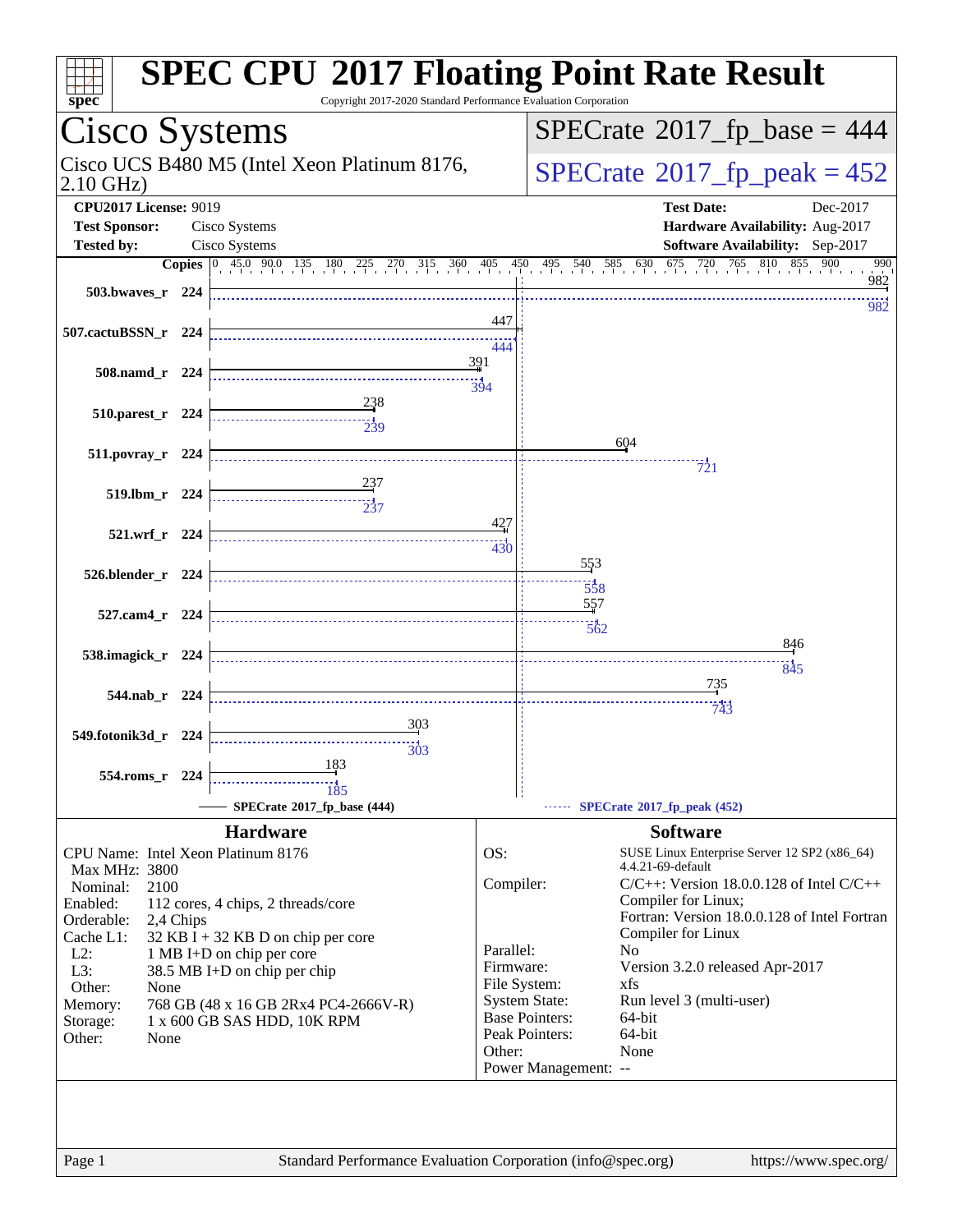# SPEC CPU 2017 Floating Point Rate Result

Copyright 2017-2020 Standard Performance Evaluation Corporation

## Cisco Systems

Cisco UCS B480 M5 (Intel Xeon Platinum 8176, 2.10 GHz)

SPECrate 2017_fp_base = 444

SPECrate 2017_fp_peak = 452

| | | | |
|---|---|---|---|
| **CPU2017 License:** | 9019 | **Test Date:** | Dec-2017 |
| **Test Sponsor:** | Cisco Systems | **Hardware Availability:** | Aug-2017 |
| **Tested by:** | Cisco Systems | **Software Availability:** | Sep-2017 |

| Benchmark | Copies | Base | Peak |
|---|---|---|---|
| 503.bwaves_r | 224 | 982 | 982 |
| 507.cactuBSSN_r | 224 | 447 | 444 |
| 508.namd_r | 224 | 391 | 394 |
| 510.parest_r | 224 | 238 | 239 |
| 511.povray_r | 224 | 604 | 721 |
| 519.lbm_r | 224 | 237 | 237 |
| 521.wrf_r | 224 | 427 | 430 |
| 526.blender_r | 224 | 553 | 558 |
| 527.cam4_r | 224 | 557 | 562 |
| 538.imagick_r | 224 | 846 | 845 |
| 544.nab_r | 224 | 735 | 743 |
| 549.fotonik3d_r | 224 | 303 | 303 |
| 554.roms_r | 224 | 183 | 185 |

SPECrate 2017_fp_base (444) — SPECrate 2017_fp_peak (452)

### Hardware

| | |
|---|---|
| CPU Name: | Intel Xeon Platinum 8176 |
| Max MHz: | 3800 |
| Nominal: | 2100 |
| Enabled: | 112 cores, 4 chips, 2 threads/core |
| Orderable: | 2,4 Chips |
| Cache L1: | 32 KB I + 32 KB D on chip per core |
| L2: | 1 MB I+D on chip per core |
| L3: | 38.5 MB I+D on chip per chip |
| Other: | None |
| Memory: | 768 GB (48 x 16 GB 2Rx4 PC4-2666V-R) |
| Storage: | 1 x 600 GB SAS HDD, 10K RPM |
| Other: | None |

### Software

| | |
|---|---|
| OS: | SUSE Linux Enterprise Server 12 SP2 (x86_64) 4.4.21-69-default |
| Compiler: | C/C++: Version 18.0.0.128 of Intel C/C++ Compiler for Linux; Fortran: Version 18.0.0.128 of Intel Fortran Compiler for Linux |
| Parallel: | No |
| Firmware: | Version 3.2.0 released Apr-2017 |
| File System: | xfs |
| System State: | Run level 3 (multi-user) |
| Base Pointers: | 64-bit |
| Peak Pointers: | 64-bit |
| Other: | None |
| Power Management: | -- |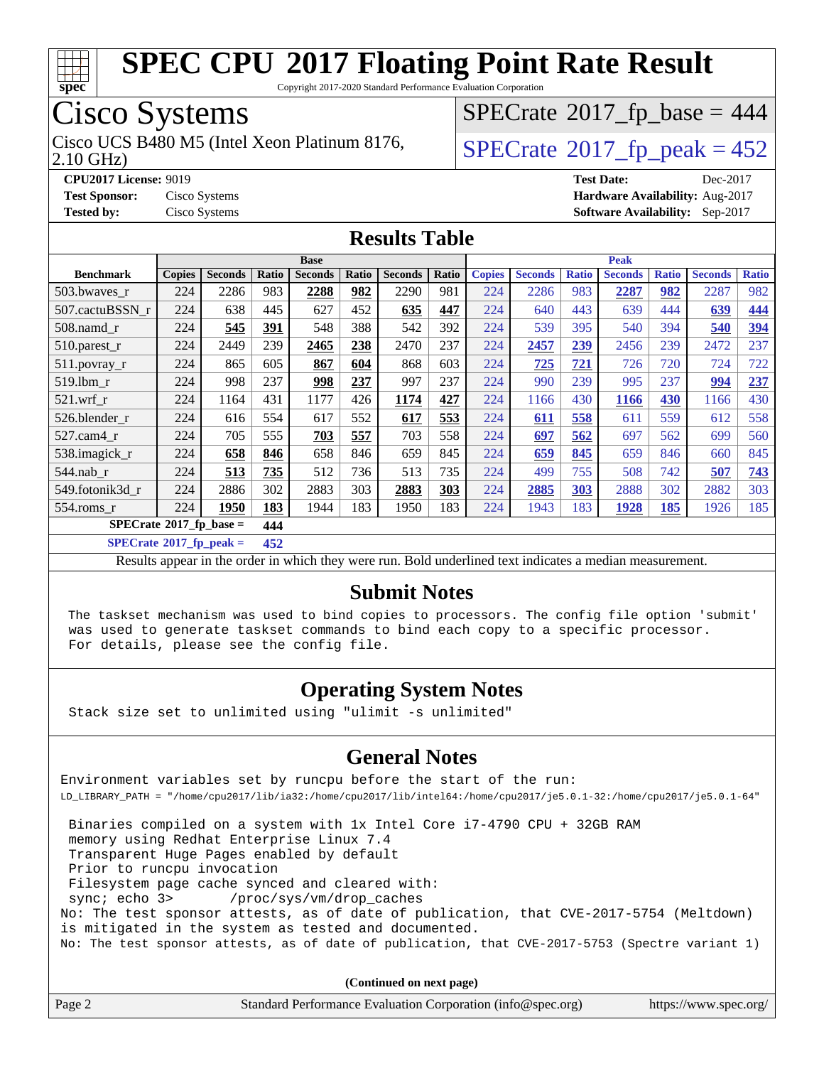# SPEC CPU 2017 Floating Point Rate Result

Copyright 2017-2020 Standard Performance Evaluation Corporation

## Cisco Systems

Cisco UCS B480 M5 (Intel Xeon Platinum 8176, 2.10 GHz)

SPECrate 2017_fp_base = 444

SPECrate 2017_fp_peak = 452

**CPU2017 License:** 9019
**Test Sponsor:** Cisco Systems
**Tested by:** Cisco Systems

**Test Date:** Dec-2017
**Hardware Availability:** Aug-2017
**Software Availability:** Sep-2017

## Results Table

| | Base | | | | | | | Peak | | | | | | |
|---|---|---|---|---|---|---|---|---|---|---|---|---|---|---|
| **Benchmark** | **Copies** | **Seconds** | **Ratio** | **Seconds** | **Ratio** | **Seconds** | **Ratio** | **Copies** | **Seconds** | **Ratio** | **Seconds** | **Ratio** | **Seconds** | **Ratio** |
| 503.bwaves_r | 224 | 2286 | 983 | **2288** | **982** | 2290 | 981 | 224 | 2286 | 983 | **2287** | **982** | 2287 | 982 |
| 507.cactuBSSN_r | 224 | 638 | 445 | 627 | 452 | **635** | **447** | 224 | 640 | 443 | 639 | 444 | **639** | **444** |
| 508.namd_r | 224 | **545** | **391** | 548 | 388 | 542 | 392 | 224 | 539 | 395 | 540 | 394 | **540** | **394** |
| 510.parest_r | 224 | 2449 | 239 | **2465** | **238** | 2470 | 237 | 224 | **2457** | **239** | 2456 | 239 | 2472 | 237 |
| 511.povray_r | 224 | 865 | 605 | **867** | **604** | 868 | 603 | 224 | **725** | **721** | 726 | 720 | 724 | 722 |
| 519.lbm_r | 224 | 998 | 237 | **998** | **237** | 997 | 237 | 224 | 990 | 239 | 995 | 237 | **994** | **237** |
| 521.wrf_r | 224 | 1164 | 431 | 1177 | 426 | **1174** | **427** | 224 | 1166 | 430 | **1166** | **430** | 1166 | 430 |
| 526.blender_r | 224 | 616 | 554 | 617 | 552 | **617** | **553** | 224 | **611** | **558** | 611 | 559 | 612 | 558 |
| 527.cam4_r | 224 | 705 | 555 | **703** | **557** | 703 | 558 | 224 | **697** | **562** | 697 | 562 | 699 | 560 |
| 538.imagick_r | 224 | **658** | **846** | 658 | 846 | 659 | 845 | 224 | **659** | **845** | 659 | 846 | 660 | 845 |
| 544.nab_r | 224 | **513** | **735** | 512 | 736 | 513 | 735 | 224 | 499 | 755 | 508 | 742 | **507** | **743** |
| 549.fotonik3d_r | 224 | 2886 | 302 | 2883 | 303 | **2883** | **303** | 224 | **2885** | **303** | 2888 | 302 | 2882 | 303 |
| 554.roms_r | 224 | **1950** | **183** | 1944 | 183 | 1950 | 183 | 224 | 1943 | 183 | **1928** | **185** | 1926 | 185 |

**SPECrate 2017_fp_base = 444**

**SPECrate 2017_fp_peak = 452**

Results appear in the order in which they were run. Bold underlined text indicates a median measurement.

## Submit Notes

```
The taskset mechanism was used to bind copies to processors. The config file option 'submit'
was used to generate taskset commands to bind each copy to a specific processor.
For details, please see the config file.
```

## Operating System Notes

```
Stack size set to unlimited using "ulimit -s unlimited"
```

## General Notes

```
Environment variables set by runcpu before the start of the run:
LD_LIBRARY_PATH = "/home/cpu2017/lib/ia32:/home/cpu2017/lib/intel64:/home/cpu2017/je5.0.1-32:/home/cpu2017/je5.0.1-64"

 Binaries compiled on a system with 1x Intel Core i7-4790 CPU + 32GB RAM
 memory using Redhat Enterprise Linux 7.4
 Transparent Huge Pages enabled by default
 Prior to runcpu invocation
 Filesystem page cache synced and cleared with:
 sync; echo 3>       /proc/sys/vm/drop_caches
No: The test sponsor attests, as of date of publication, that CVE-2017-5754 (Meltdown)
is mitigated in the system as tested and documented.
No: The test sponsor attests, as of date of publication, that CVE-2017-5753 (Spectre variant 1)
```

(Continued on next page)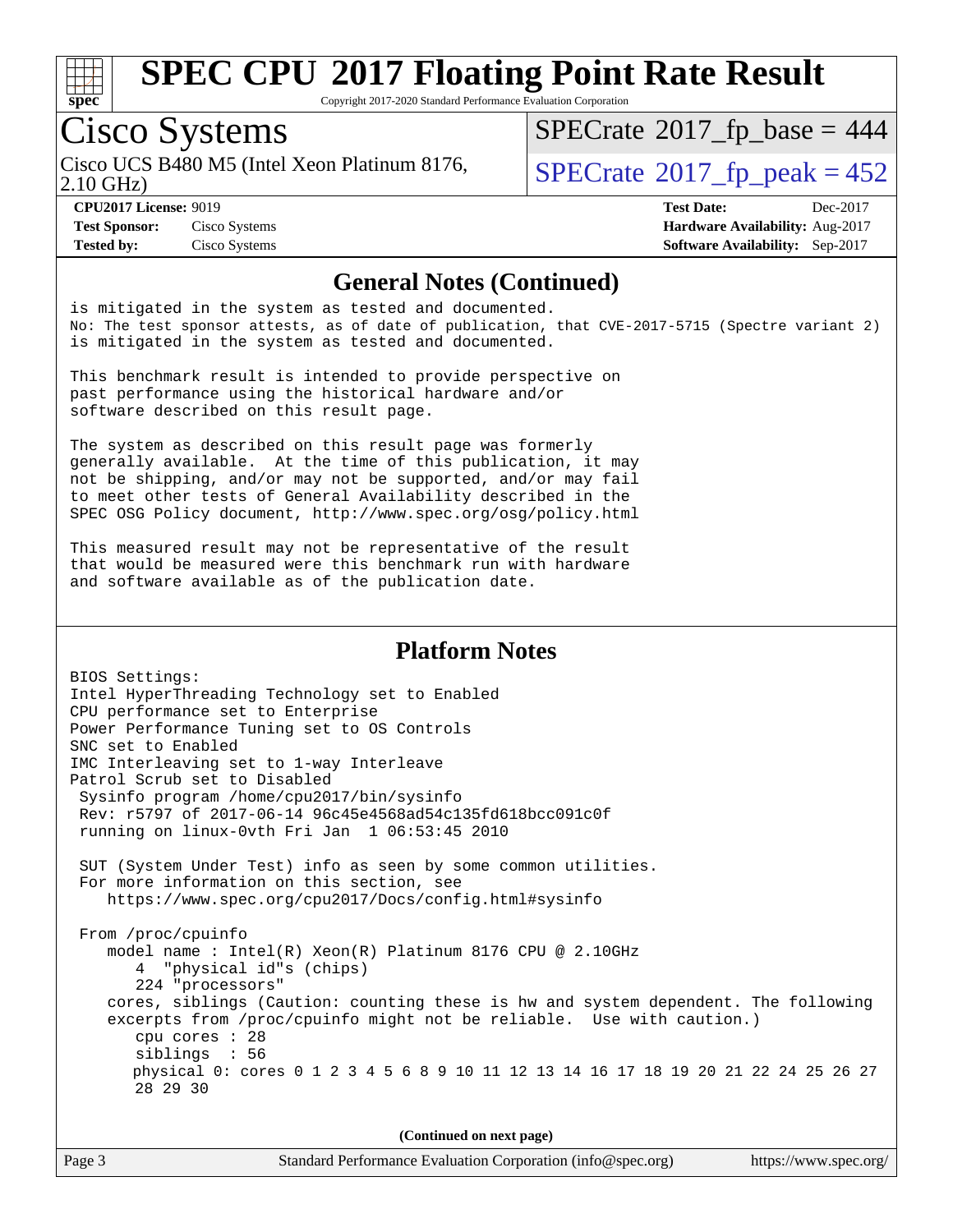# SPEC CPU 2017 Floating Point Rate Result

Copyright 2017-2020 Standard Performance Evaluation Corporation

## Cisco Systems

Cisco UCS B480 M5 (Intel Xeon Platinum 8176, 2.10 GHz)

SPECrate 2017_fp_base = 444

SPECrate 2017_fp_peak = 452

**CPU2017 License:** 9019
**Test Sponsor:** Cisco Systems
**Tested by:** Cisco Systems

**Test Date:** Dec-2017
**Hardware Availability:** Aug-2017
**Software Availability:** Sep-2017

### General Notes (Continued)

```
is mitigated in the system as tested and documented.
No: The test sponsor attests, as of date of publication, that CVE-2017-5715 (Spectre variant 2)
is mitigated in the system as tested and documented.

This benchmark result is intended to provide perspective on
past performance using the historical hardware and/or
software described on this result page.

The system as described on this result page was formerly
generally available.  At the time of this publication, it may
not be shipping, and/or may not be supported, and/or may fail
to meet other tests of General Availability described in the
SPEC OSG Policy document, http://www.spec.org/osg/policy.html

This measured result may not be representative of the result
that would be measured were this benchmark run with hardware
and software available as of the publication date.
```

### Platform Notes

```
BIOS Settings:
Intel HyperThreading Technology set to Enabled
CPU performance set to Enterprise
Power Performance Tuning set to OS Controls
SNC set to Enabled
IMC Interleaving set to 1-way Interleave
Patrol Scrub set to Disabled
 Sysinfo program /home/cpu2017/bin/sysinfo
 Rev: r5797 of 2017-06-14 96c45e4568ad54c135fd618bcc091c0f
 running on linux-0vth Fri Jan  1 06:53:45 2010

 SUT (System Under Test) info as seen by some common utilities.
 For more information on this section, see
    https://www.spec.org/cpu2017/Docs/config.html#sysinfo

 From /proc/cpuinfo
    model name : Intel(R) Xeon(R) Platinum 8176 CPU @ 2.10GHz
       4  "physical id"s (chips)
       224 "processors"
    cores, siblings (Caution: counting these is hw and system dependent. The following
    excerpts from /proc/cpuinfo might not be reliable.  Use with caution.)
       cpu cores : 28
       siblings  : 56
       physical 0: cores 0 1 2 3 4 5 6 8 9 10 11 12 13 14 16 17 18 19 20 21 22 24 25 26 27
       28 29 30
```

(Continued on next page)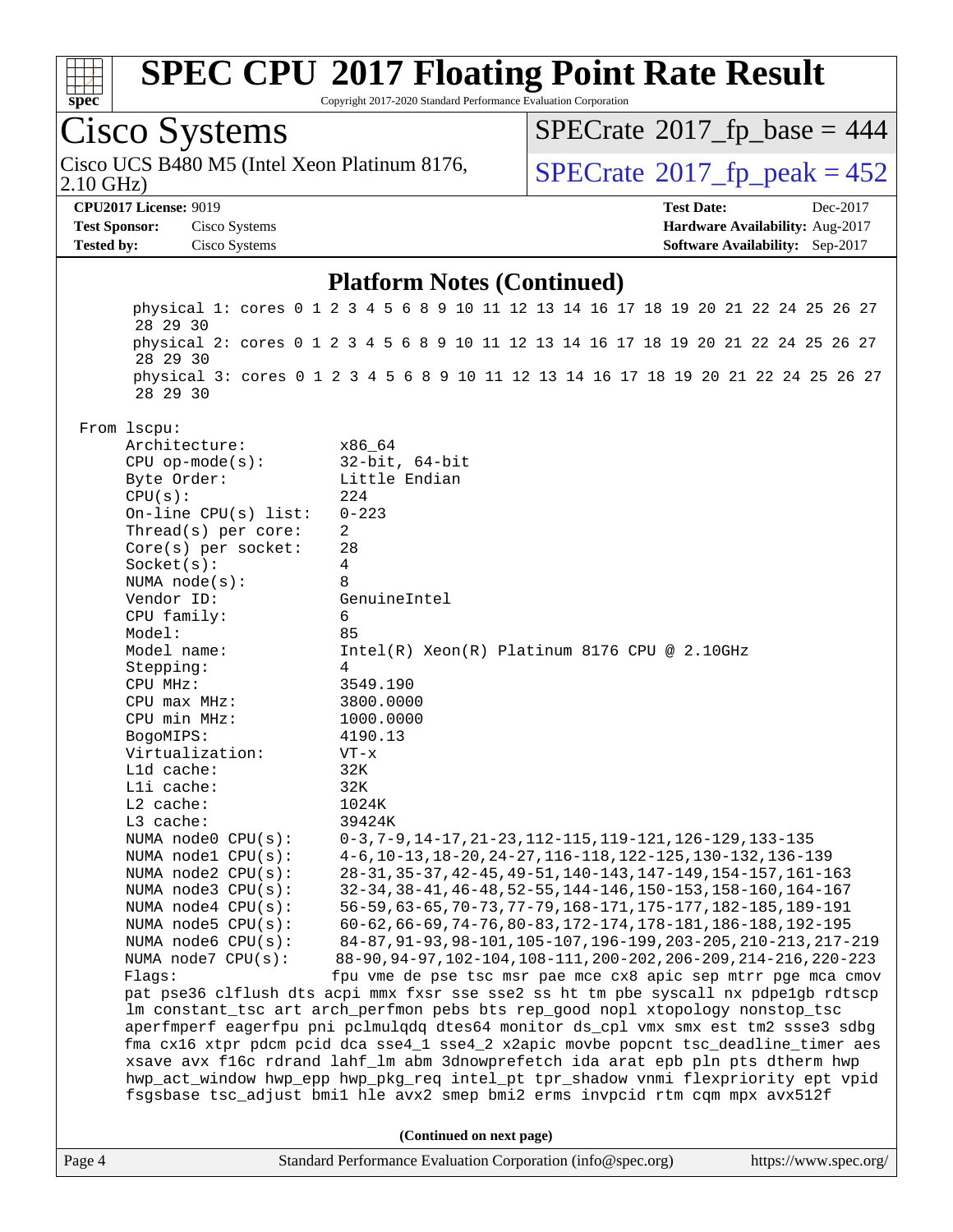# SPEC CPU 2017 Floating Point Rate Result

Copyright 2017-2020 Standard Performance Evaluation Corporation

**Cisco Systems**

Cisco UCS B480 M5 (Intel Xeon Platinum 8176, 2.10 GHz)

SPECrate 2017_fp_base = 444

SPECrate 2017_fp_peak = 452

**CPU2017 License:** 9019
**Test Sponsor:** Cisco Systems
**Tested by:** Cisco Systems

**Test Date:** Dec-2017
**Hardware Availability:** Aug-2017
**Software Availability:** Sep-2017

## Platform Notes (Continued)

```
       physical 1: cores 0 1 2 3 4 5 6 8 9 10 11 12 13 14 16 17 18 19 20 21 22 24 25 26 27
       28 29 30
       physical 2: cores 0 1 2 3 4 5 6 8 9 10 11 12 13 14 16 17 18 19 20 21 22 24 25 26 27
       28 29 30
       physical 3: cores 0 1 2 3 4 5 6 8 9 10 11 12 13 14 16 17 18 19 20 21 22 24 25 26 27
       28 29 30

 From lscpu:
      Architecture:          x86_64
      CPU op-mode(s):        32-bit, 64-bit
      Byte Order:            Little Endian
      CPU(s):                224
      On-line CPU(s) list:   0-223
      Thread(s) per core:    2
      Core(s) per socket:    28
      Socket(s):             4
      NUMA node(s):          8
      Vendor ID:             GenuineIntel
      CPU family:            6
      Model:                 85
      Model name:            Intel(R) Xeon(R) Platinum 8176 CPU @ 2.10GHz
      Stepping:              4
      CPU MHz:               3549.190
      CPU max MHz:           3800.0000
      CPU min MHz:           1000.0000
      BogoMIPS:              4190.13
      Virtualization:        VT-x
      L1d cache:             32K
      L1i cache:             32K
      L2 cache:              1024K
      L3 cache:              39424K
      NUMA node0 CPU(s):     0-3,7-9,14-17,21-23,112-115,119-121,126-129,133-135
      NUMA node1 CPU(s):     4-6,10-13,18-20,24-27,116-118,122-125,130-132,136-139
      NUMA node2 CPU(s):     28-31,35-37,42-45,49-51,140-143,147-149,154-157,161-163
      NUMA node3 CPU(s):     32-34,38-41,46-48,52-55,144-146,150-153,158-160,164-167
      NUMA node4 CPU(s):     56-59,63-65,70-73,77-79,168-171,175-177,182-185,189-191
      NUMA node5 CPU(s):     60-62,66-69,74-76,80-83,172-174,178-181,186-188,192-195
      NUMA node6 CPU(s):     84-87,91-93,98-101,105-107,196-199,203-205,210-213,217-219
      NUMA node7 CPU(s):     88-90,94-97,102-104,108-111,200-202,206-209,214-216,220-223
      Flags:                fpu vme de pse tsc msr pae mce cx8 apic sep mtrr pge mca cmov
      pat pse36 clflush dts acpi mmx fxsr sse sse2 ss ht tm pbe syscall nx pdpe1gb rdtscp
      lm constant_tsc art arch_perfmon pebs bts rep_good nopl xtopology nonstop_tsc
      aperfmperf eagerfpu pni pclmulqdq dtes64 monitor ds_cpl vmx smx est tm2 ssse3 sdbg
      fma cx16 xtpr pdcm pcid dca sse4_1 sse4_2 x2apic movbe popcnt tsc_deadline_timer aes
      xsave avx f16c rdrand lahf_lm abm 3dnowprefetch ida arat epb pln pts dtherm hwp
      hwp_act_window hwp_epp hwp_pkg_req intel_pt tpr_shadow vnmi flexpriority ept vpid
      fsgsbase tsc_adjust bmi1 hle avx2 smep bmi2 erms invpcid rtm cqm mpx avx512f
```

(Continued on next page)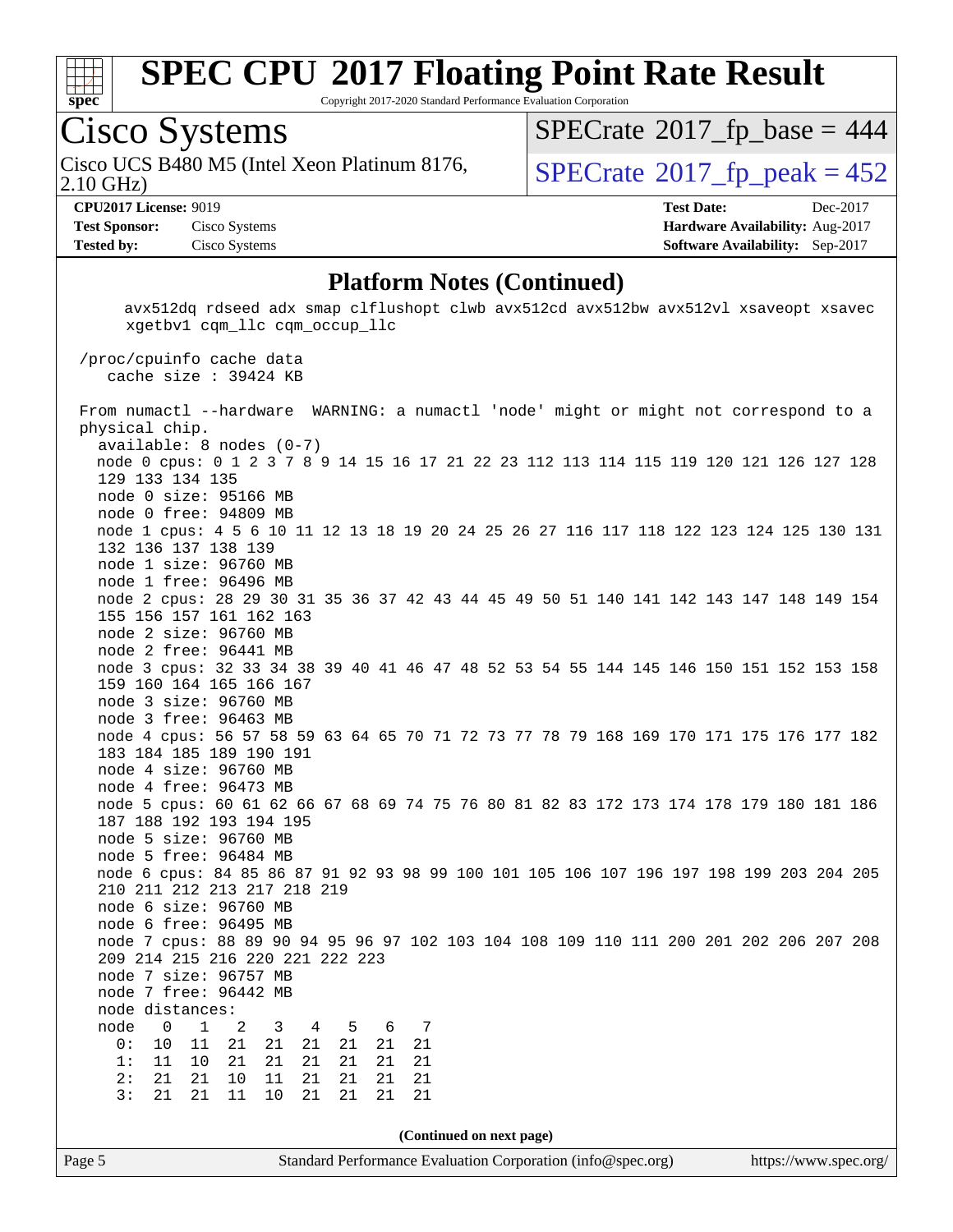# SPEC CPU 2017 Floating Point Rate Result

Copyright 2017-2020 Standard Performance Evaluation Corporation

## Cisco Systems

Cisco UCS B480 M5 (Intel Xeon Platinum 8176, 2.10 GHz)

SPECrate 2017_fp_base = 444

SPECrate 2017_fp_peak = 452

**CPU2017 License:** 9019
**Test Sponsor:** Cisco Systems
**Tested by:** Cisco Systems

**Test Date:** Dec-2017
**Hardware Availability:** Aug-2017
**Software Availability:** Sep-2017

### Platform Notes (Continued)

```
      avx512dq rdseed adx smap clflushopt clwb avx512cd avx512bw avx512vl xsaveopt xsavec
      xgetbv1 cqm_llc cqm_occup_llc

 /proc/cpuinfo cache data
    cache size : 39424 KB

 From numactl --hardware  WARNING: a numactl 'node' might or might not correspond to a
 physical chip.
   available: 8 nodes (0-7)
   node 0 cpus: 0 1 2 3 7 8 9 14 15 16 17 21 22 23 112 113 114 115 119 120 121 126 127 128
   129 133 134 135
   node 0 size: 95166 MB
   node 0 free: 94809 MB
   node 1 cpus: 4 5 6 10 11 12 13 18 19 20 24 25 26 27 116 117 118 122 123 124 125 130 131
   132 136 137 138 139
   node 1 size: 96760 MB
   node 1 free: 96496 MB
   node 2 cpus: 28 29 30 31 35 36 37 42 43 44 45 49 50 51 140 141 142 143 147 148 149 154
   155 156 157 161 162 163
   node 2 size: 96760 MB
   node 2 free: 96441 MB
   node 3 cpus: 32 33 34 38 39 40 41 46 47 48 52 53 54 55 144 145 146 150 151 152 153 158
   159 160 164 165 166 167
   node 3 size: 96760 MB
   node 3 free: 96463 MB
   node 4 cpus: 56 57 58 59 63 64 65 70 71 72 73 77 78 79 168 169 170 171 175 176 177 182
   183 184 185 189 190 191
   node 4 size: 96760 MB
   node 4 free: 96473 MB
   node 5 cpus: 60 61 62 66 67 68 69 74 75 76 80 81 82 83 172 173 174 178 179 180 181 186
   187 188 192 193 194 195
   node 5 size: 96760 MB
   node 5 free: 96484 MB
   node 6 cpus: 84 85 86 87 91 92 93 98 99 100 101 105 106 107 196 197 198 199 203 204 205
   210 211 212 213 217 218 219
   node 6 size: 96760 MB
   node 6 free: 96495 MB
   node 7 cpus: 88 89 90 94 95 96 97 102 103 104 108 109 110 111 200 201 202 206 207 208
   209 214 215 216 220 221 222 223
   node 7 size: 96757 MB
   node 7 free: 96442 MB
   node distances:
   node   0   1   2   3   4   5   6   7
     0:  10  11  21  21  21  21  21  21
     1:  11  10  21  21  21  21  21  21
     2:  21  21  10  11  21  21  21  21
     3:  21  21  11  10  21  21  21  21
```

(Continued on next page)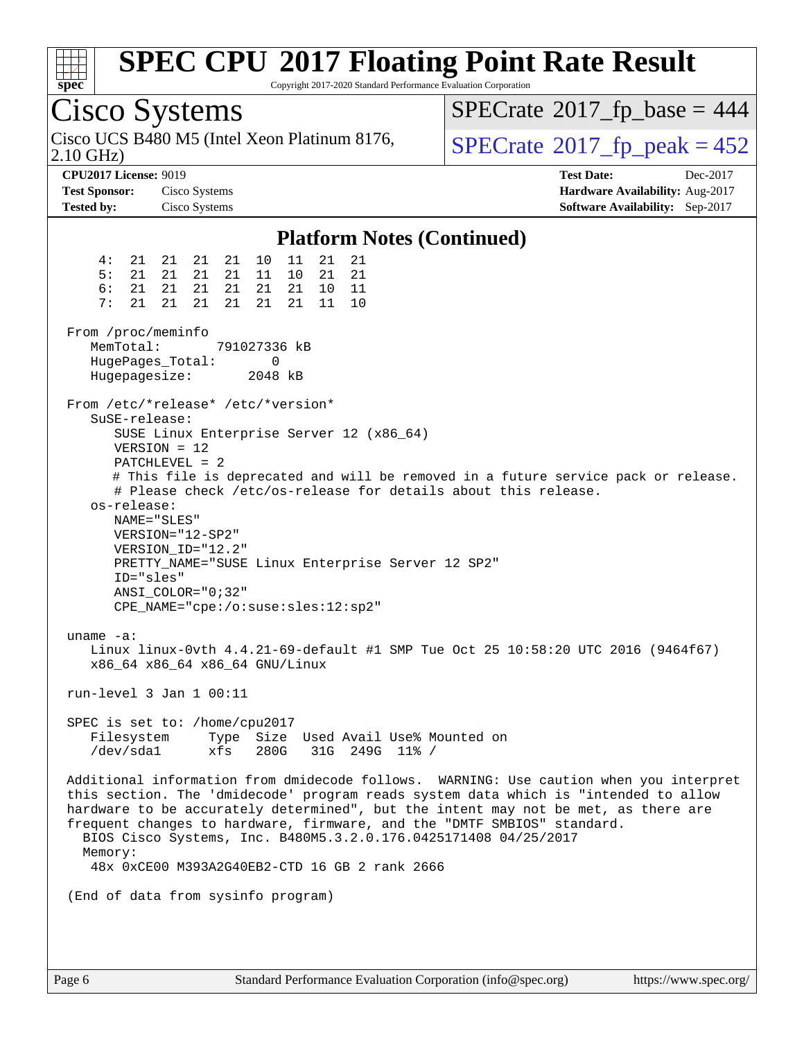# SPEC CPU 2017 Floating Point Rate Result

Copyright 2017-2020 Standard Performance Evaluation Corporation

## Cisco Systems

Cisco UCS B480 M5 (Intel Xeon Platinum 8176, 2.10 GHz)

SPECrate 2017_fp_base = 444

SPECrate 2017_fp_peak = 452

**CPU2017 License:** 9019
**Test Sponsor:** Cisco Systems
**Tested by:** Cisco Systems

**Test Date:** Dec-2017
**Hardware Availability:** Aug-2017
**Software Availability:** Sep-2017

### Platform Notes (Continued)

```
    4:  21  21  21  21  10  11  21  21
    5:  21  21  21  21  11  10  21  21
    6:  21  21  21  21  21  21  10  11
    7:  21  21  21  21  21  21  11  10

From /proc/meminfo
   MemTotal:       791027336 kB
   HugePages_Total:       0
   Hugepagesize:       2048 kB

From /etc/*release* /etc/*version*
   SuSE-release:
      SUSE Linux Enterprise Server 12 (x86_64)
      VERSION = 12
      PATCHLEVEL = 2
      # This file is deprecated and will be removed in a future service pack or release.
      # Please check /etc/os-release for details about this release.
   os-release:
      NAME="SLES"
      VERSION="12-SP2"
      VERSION_ID="12.2"
      PRETTY_NAME="SUSE Linux Enterprise Server 12 SP2"
      ID="sles"
      ANSI_COLOR="0;32"
      CPE_NAME="cpe:/o:suse:sles:12:sp2"

uname -a:
   Linux linux-0vth 4.4.21-69-default #1 SMP Tue Oct 25 10:58:20 UTC 2016 (9464f67)
   x86_64 x86_64 x86_64 GNU/Linux

run-level 3 Jan 1 00:11

SPEC is set to: /home/cpu2017
   Filesystem     Type  Size  Used Avail Use% Mounted on
   /dev/sda1      xfs   280G   31G  249G  11% /

Additional information from dmidecode follows.  WARNING: Use caution when you interpret
this section. The 'dmidecode' program reads system data which is "intended to allow
hardware to be accurately determined", but the intent may not be met, as there are
frequent changes to hardware, firmware, and the "DMTF SMBIOS" standard.
  BIOS Cisco Systems, Inc. B480M5.3.2.0.176.0425171408 04/25/2017
  Memory:
   48x 0xCE00 M393A2G40EB2-CTD 16 GB 2 rank 2666

(End of data from sysinfo program)
```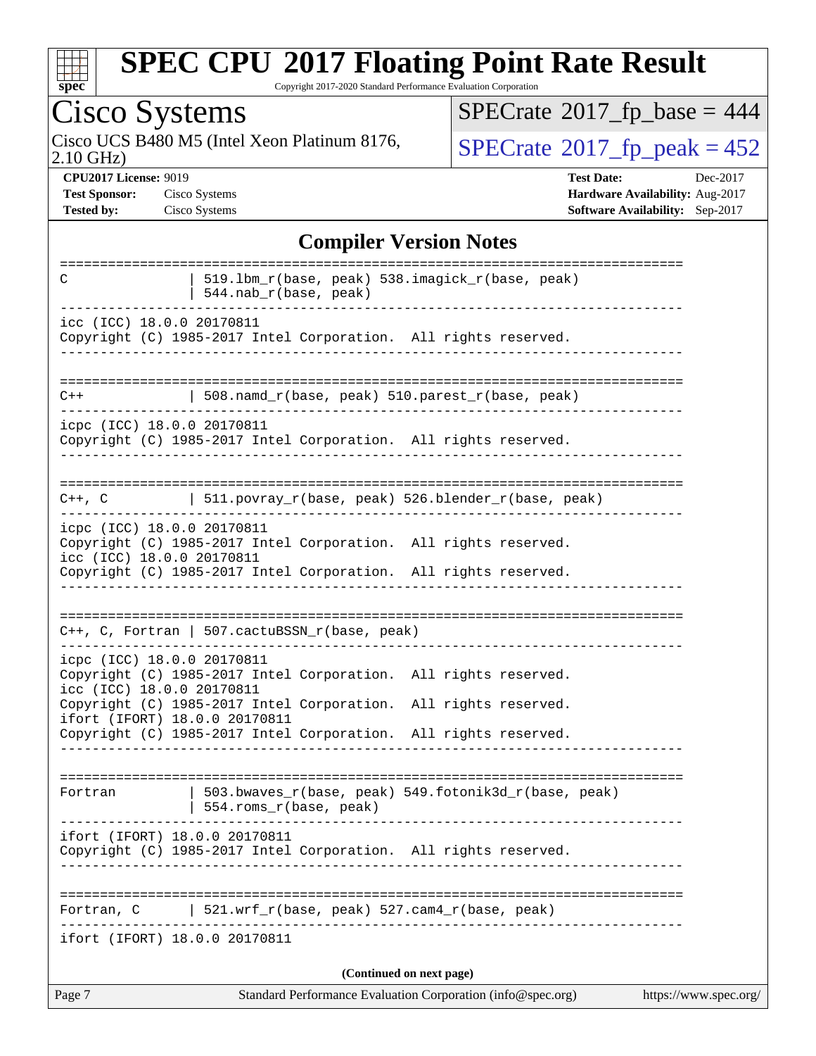## Compiler Version Notes

```
==============================================================================
C               | 519.lbm_r(base, peak) 538.imagick_r(base, peak)
                | 544.nab_r(base, peak)
------------------------------------------------------------------------------
icc (ICC) 18.0.0 20170811
Copyright (C) 1985-2017 Intel Corporation.  All rights reserved.
------------------------------------------------------------------------------

==============================================================================
C++             | 508.namd_r(base, peak) 510.parest_r(base, peak)
------------------------------------------------------------------------------
icpc (ICC) 18.0.0 20170811
Copyright (C) 1985-2017 Intel Corporation.  All rights reserved.
------------------------------------------------------------------------------

==============================================================================
C++, C          | 511.povray_r(base, peak) 526.blender_r(base, peak)
------------------------------------------------------------------------------
icpc (ICC) 18.0.0 20170811
Copyright (C) 1985-2017 Intel Corporation.  All rights reserved.
icc (ICC) 18.0.0 20170811
Copyright (C) 1985-2017 Intel Corporation.  All rights reserved.
------------------------------------------------------------------------------

==============================================================================
C++, C, Fortran | 507.cactuBSSN_r(base, peak)
------------------------------------------------------------------------------
icpc (ICC) 18.0.0 20170811
Copyright (C) 1985-2017 Intel Corporation.  All rights reserved.
icc (ICC) 18.0.0 20170811
Copyright (C) 1985-2017 Intel Corporation.  All rights reserved.
ifort (IFORT) 18.0.0 20170811
Copyright (C) 1985-2017 Intel Corporation.  All rights reserved.
------------------------------------------------------------------------------

==============================================================================
Fortran         | 503.bwaves_r(base, peak) 549.fotonik3d_r(base, peak)
                | 554.roms_r(base, peak)
------------------------------------------------------------------------------
ifort (IFORT) 18.0.0 20170811
Copyright (C) 1985-2017 Intel Corporation.  All rights reserved.
------------------------------------------------------------------------------

==============================================================================
Fortran, C      | 521.wrf_r(base, peak) 527.cam4_r(base, peak)
------------------------------------------------------------------------------
ifort (IFORT) 18.0.0 20170811
```

(Continued on next page)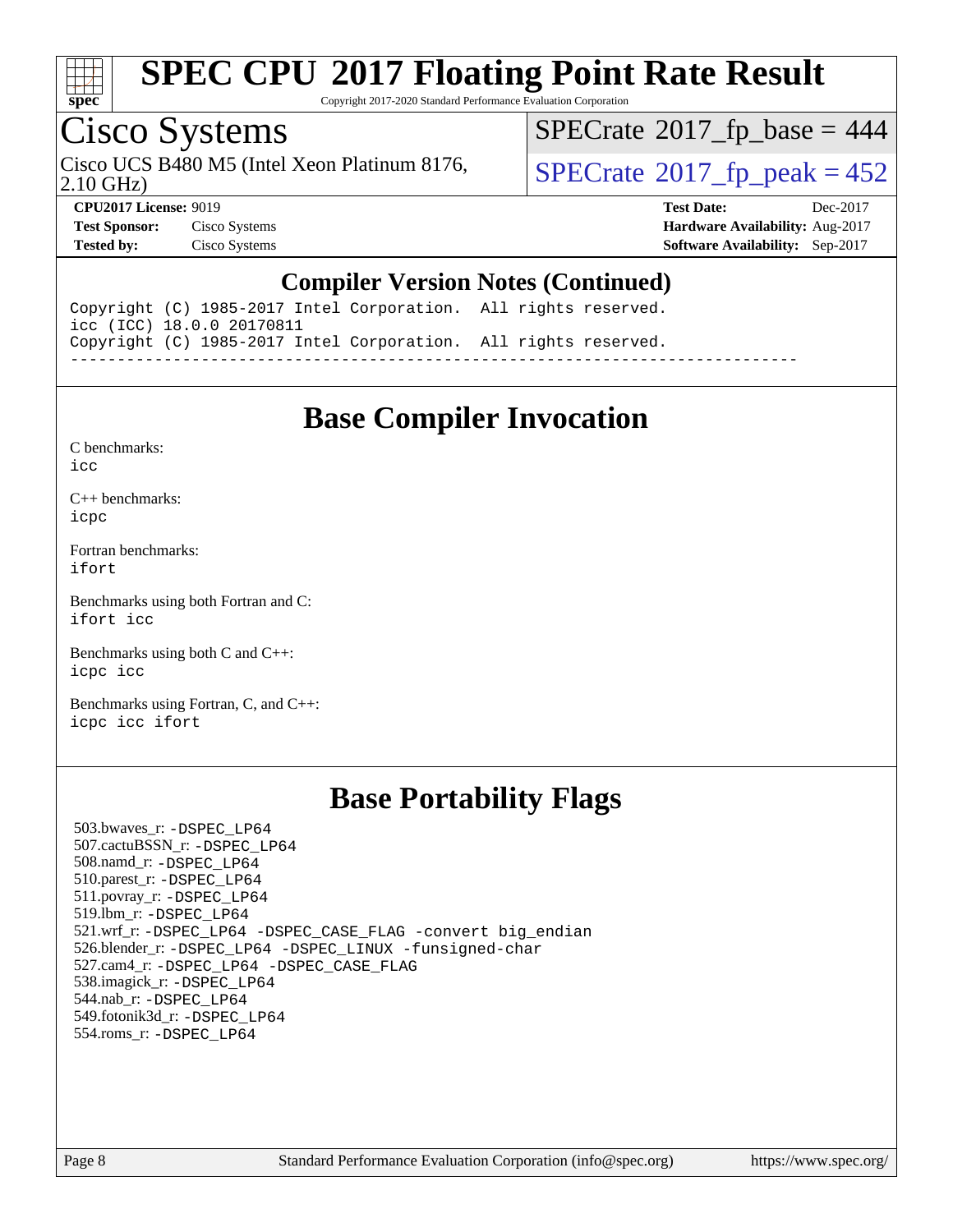# SPEC CPU 2017 Floating Point Rate Result

Copyright 2017-2020 Standard Performance Evaluation Corporation

## Cisco Systems

Cisco UCS B480 M5 (Intel Xeon Platinum 8176, 2.10 GHz)

SPECrate 2017_fp_base = 444

SPECrate 2017_fp_peak = 452

**CPU2017 License:** 9019
**Test Sponsor:** Cisco Systems
**Tested by:** Cisco Systems

**Test Date:** Dec-2017
**Hardware Availability:** Aug-2017
**Software Availability:** Sep-2017

## Compiler Version Notes (Continued)

```
Copyright (C) 1985-2017 Intel Corporation.  All rights reserved.
icc (ICC) 18.0.0 20170811
Copyright (C) 1985-2017 Intel Corporation.  All rights reserved.
------------------------------------------------------------------------------
```

## Base Compiler Invocation

C benchmarks:
`icc`

C++ benchmarks:
`icpc`

Fortran benchmarks:
`ifort`

Benchmarks using both Fortran and C:
`ifort icc`

Benchmarks using both C and C++:
`icpc icc`

Benchmarks using Fortran, C, and C++:
`icpc icc ifort`

## Base Portability Flags

503.bwaves_r: `-DSPEC_LP64`
507.cactuBSSN_r: `-DSPEC_LP64`
508.namd_r: `-DSPEC_LP64`
510.parest_r: `-DSPEC_LP64`
511.povray_r: `-DSPEC_LP64`
519.lbm_r: `-DSPEC_LP64`
521.wrf_r: `-DSPEC_LP64 -DSPEC_CASE_FLAG -convert big_endian`
526.blender_r: `-DSPEC_LP64 -DSPEC_LINUX -funsigned-char`
527.cam4_r: `-DSPEC_LP64 -DSPEC_CASE_FLAG`
538.imagick_r: `-DSPEC_LP64`
544.nab_r: `-DSPEC_LP64`
549.fotonik3d_r: `-DSPEC_LP64`
554.roms_r: `-DSPEC_LP64`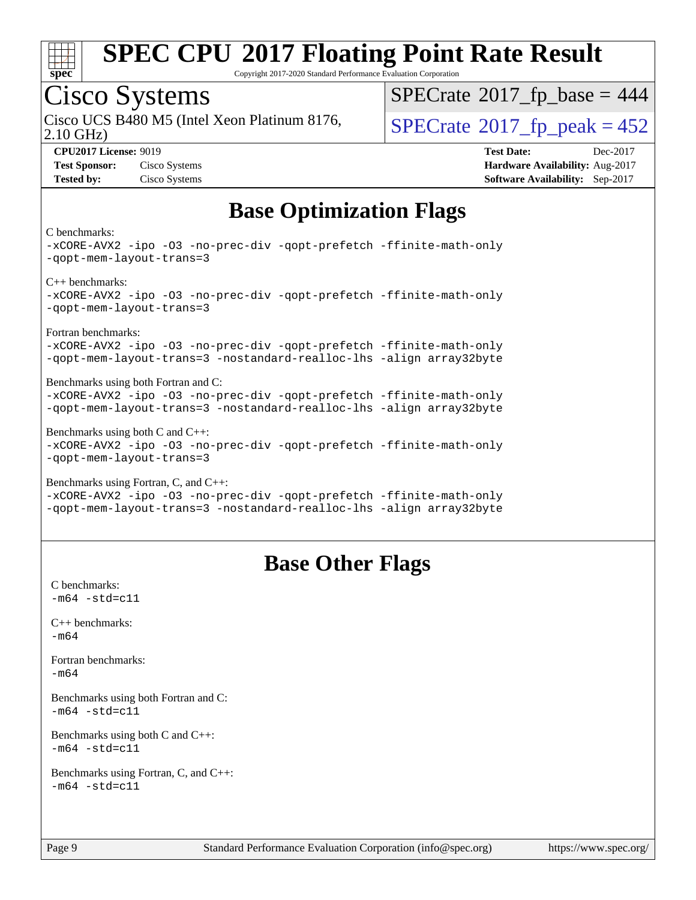## Base Optimization Flags

C benchmarks:
-xCORE-AVX2 -ipo -O3 -no-prec-div -qopt-prefetch -ffinite-math-only -qopt-mem-layout-trans=3

C++ benchmarks:
-xCORE-AVX2 -ipo -O3 -no-prec-div -qopt-prefetch -ffinite-math-only -qopt-mem-layout-trans=3

Fortran benchmarks:
-xCORE-AVX2 -ipo -O3 -no-prec-div -qopt-prefetch -ffinite-math-only -qopt-mem-layout-trans=3 -nostandard-realloc-lhs -align array32byte

Benchmarks using both Fortran and C:
-xCORE-AVX2 -ipo -O3 -no-prec-div -qopt-prefetch -ffinite-math-only -qopt-mem-layout-trans=3 -nostandard-realloc-lhs -align array32byte

Benchmarks using both C and C++:
-xCORE-AVX2 -ipo -O3 -no-prec-div -qopt-prefetch -ffinite-math-only -qopt-mem-layout-trans=3

Benchmarks using Fortran, C, and C++:
-xCORE-AVX2 -ipo -O3 -no-prec-div -qopt-prefetch -ffinite-math-only -qopt-mem-layout-trans=3 -nostandard-realloc-lhs -align array32byte

## Base Other Flags

C benchmarks:
-m64 -std=c11

C++ benchmarks:
-m64

Fortran benchmarks:
-m64

Benchmarks using both Fortran and C:
-m64 -std=c11

Benchmarks using both C and C++:
-m64 -std=c11

Benchmarks using Fortran, C, and C++:
-m64 -std=c11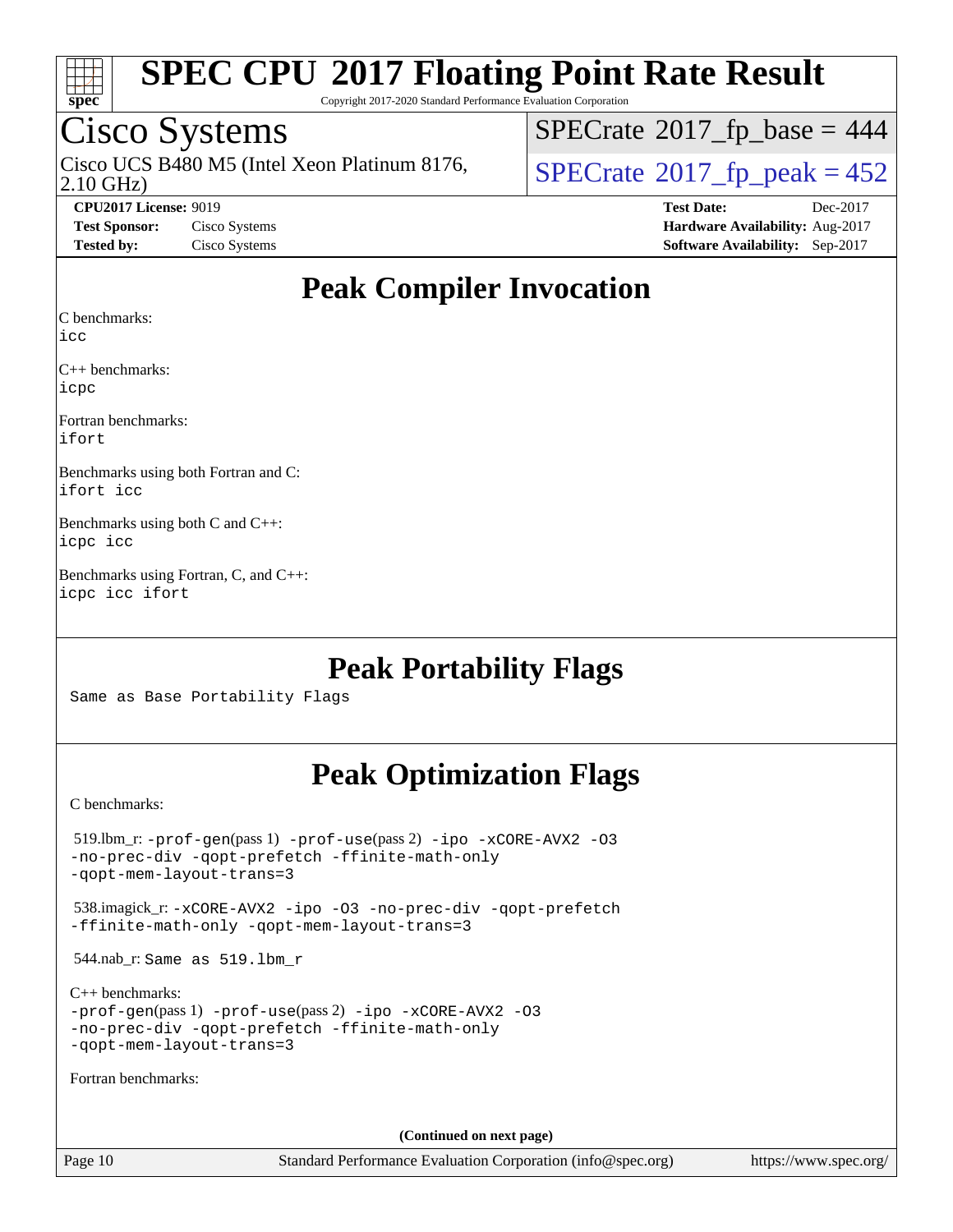# SPEC CPU 2017 Floating Point Rate Result

Copyright 2017-2020 Standard Performance Evaluation Corporation

## Cisco Systems

Cisco UCS B480 M5 (Intel Xeon Platinum 8176, 2.10 GHz)

SPECrate 2017_fp_base = 444

SPECrate 2017_fp_peak = 452

**CPU2017 License:** 9019
**Test Sponsor:** Cisco Systems
**Tested by:** Cisco Systems

**Test Date:** Dec-2017
**Hardware Availability:** Aug-2017
**Software Availability:** Sep-2017

## Peak Compiler Invocation

C benchmarks:
`icc`

C++ benchmarks:
`icpc`

Fortran benchmarks:
`ifort`

Benchmarks using both Fortran and C:
`ifort icc`

Benchmarks using both C and C++:
`icpc icc`

Benchmarks using Fortran, C, and C++:
`icpc icc ifort`

## Peak Portability Flags

Same as Base Portability Flags

## Peak Optimization Flags

C benchmarks:

519.lbm_r: `-prof-gen`(pass 1) `-prof-use`(pass 2) `-ipo -xCORE-AVX2 -O3 -no-prec-div -qopt-prefetch -ffinite-math-only -qopt-mem-layout-trans=3`

538.imagick_r: `-xCORE-AVX2 -ipo -O3 -no-prec-div -qopt-prefetch -ffinite-math-only -qopt-mem-layout-trans=3`

544.nab_r: Same as 519.lbm_r

C++ benchmarks:
`-prof-gen`(pass 1) `-prof-use`(pass 2) `-ipo -xCORE-AVX2 -O3 -no-prec-div -qopt-prefetch -ffinite-math-only -qopt-mem-layout-trans=3`

Fortran benchmarks:

(Continued on next page)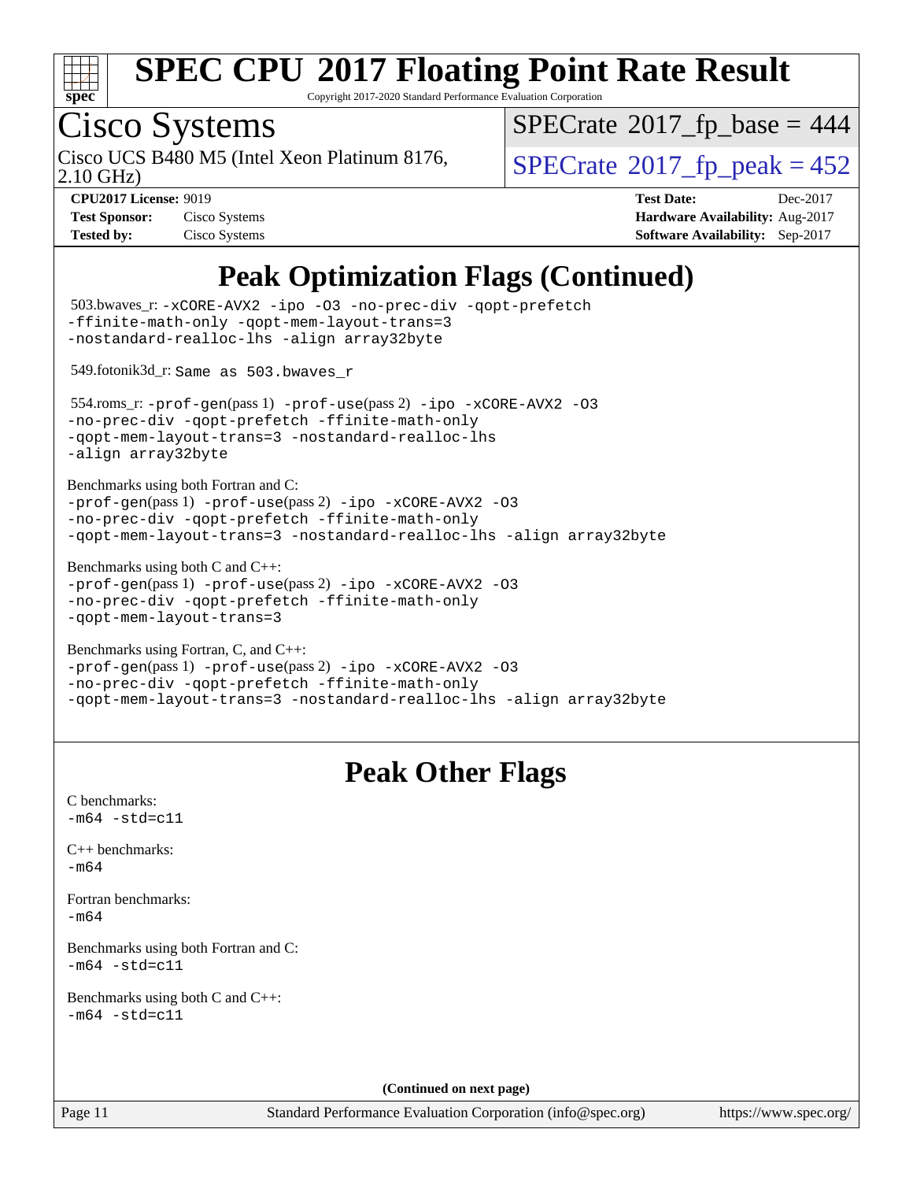# SPEC CPU 2017 Floating Point Rate Result

Copyright 2017-2020 Standard Performance Evaluation Corporation

## Cisco Systems

Cisco UCS B480 M5 (Intel Xeon Platinum 8176, 2.10 GHz)

SPECrate 2017_fp_base = 444

SPECrate 2017_fp_peak = 452

**CPU2017 License:** 9019
**Test Sponsor:** Cisco Systems
**Tested by:** Cisco Systems

**Test Date:** Dec-2017
**Hardware Availability:** Aug-2017
**Software Availability:** Sep-2017

## Peak Optimization Flags (Continued)

503.bwaves_r: -xCORE-AVX2 -ipo -O3 -no-prec-div -qopt-prefetch -ffinite-math-only -qopt-mem-layout-trans=3 -nostandard-realloc-lhs -align array32byte

549.fotonik3d_r: Same as 503.bwaves_r

554.roms_r: -prof-gen(pass 1) -prof-use(pass 2) -ipo -xCORE-AVX2 -O3 -no-prec-div -qopt-prefetch -ffinite-math-only -qopt-mem-layout-trans=3 -nostandard-realloc-lhs -align array32byte

Benchmarks using both Fortran and C:
-prof-gen(pass 1) -prof-use(pass 2) -ipo -xCORE-AVX2 -O3 -no-prec-div -qopt-prefetch -ffinite-math-only -qopt-mem-layout-trans=3 -nostandard-realloc-lhs -align array32byte

Benchmarks using both C and C++:
-prof-gen(pass 1) -prof-use(pass 2) -ipo -xCORE-AVX2 -O3 -no-prec-div -qopt-prefetch -ffinite-math-only -qopt-mem-layout-trans=3

Benchmarks using Fortran, C, and C++:
-prof-gen(pass 1) -prof-use(pass 2) -ipo -xCORE-AVX2 -O3 -no-prec-div -qopt-prefetch -ffinite-math-only -qopt-mem-layout-trans=3 -nostandard-realloc-lhs -align array32byte

## Peak Other Flags

C benchmarks:
-m64 -std=c11

C++ benchmarks:
-m64

Fortran benchmarks:
-m64

Benchmarks using both Fortran and C:
-m64 -std=c11

Benchmarks using both C and C++:
-m64 -std=c11

**(Continued on next page)**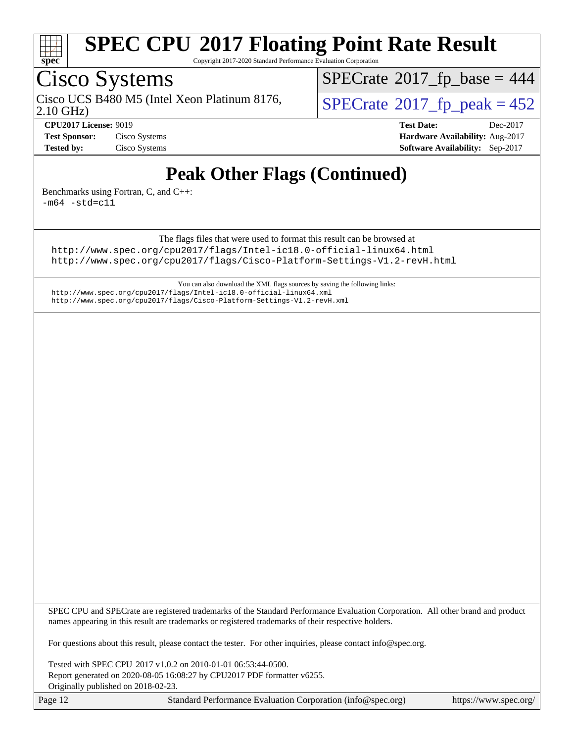## Peak Other Flags (Continued)

Benchmarks using Fortran, C, and C++:
-m64 -std=c11

The flags files that were used to format this result can be browsed at
http://www.spec.org/cpu2017/flags/Intel-ic18.0-official-linux64.html
http://www.spec.org/cpu2017/flags/Cisco-Platform-Settings-V1.2-revH.html

You can also download the XML flags sources by saving the following links:
http://www.spec.org/cpu2017/flags/Intel-ic18.0-official-linux64.xml
http://www.spec.org/cpu2017/flags/Cisco-Platform-Settings-V1.2-revH.xml

SPEC CPU and SPECrate are registered trademarks of the Standard Performance Evaluation Corporation. All other brand and product names appearing in this result are trademarks or registered trademarks of their respective holders.

For questions about this result, please contact the tester. For other inquiries, please contact info@spec.org.

Tested with SPEC CPU 2017 v1.0.2 on 2010-01-01 06:53:44-0500.
Report generated on 2020-08-05 16:08:27 by CPU2017 PDF formatter v6255.
Originally published on 2018-02-23.